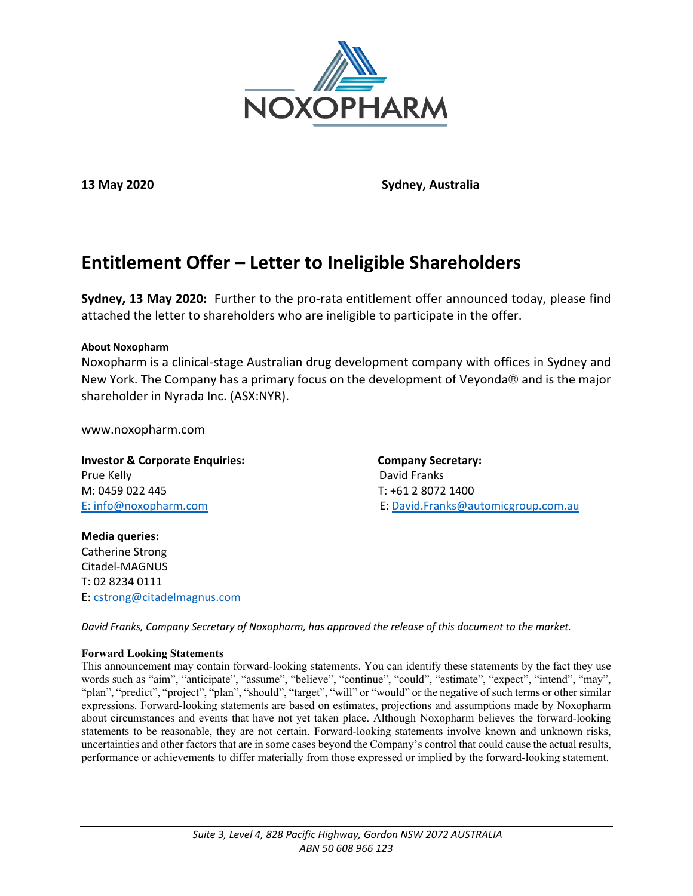NOXOPHARM

**13 May 2020** **Sydney, Australia**

# Entitlement Offer – Letter to Ineligible Shareholders

**Sydney, 13 May 2020:** Further to the pro-rata entitlement offer announced today, please find attached the letter to shareholders who are ineligible to participate in the offer.

**About Noxopharm**

Noxopharm is a clinical-stage Australian drug development company with offices in Sydney and New York. The Company has a primary focus on the development of Veyonda® and is the major shareholder in Nyrada Inc. (ASX:NYR).

www.noxopharm.com

**Investor & Corporate Enquiries:**
Prue Kelly
M: 0459 022 445
E: info@noxopharm.com

**Company Secretary:**
David Franks
T: +61 2 8072 1400
E: David.Franks@automicgroup.com.au

**Media queries:**
Catherine Strong
Citadel-MAGNUS
T: 02 8234 0111
E: cstrong@citadelmagnus.com

*David Franks, Company Secretary of Noxopharm, has approved the release of this document to the market.*

**Forward Looking Statements**

This announcement may contain forward-looking statements. You can identify these statements by the fact they use words such as "aim", "anticipate", "assume", "believe", "continue", "could", "estimate", "expect", "intend", "may", "plan", "predict", "project", "plan", "should", "target", "will" or "would" or the negative of such terms or other similar expressions. Forward-looking statements are based on estimates, projections and assumptions made by Noxopharm about circumstances and events that have not yet taken place. Although Noxopharm believes the forward-looking statements to be reasonable, they are not certain. Forward-looking statements involve known and unknown risks, uncertainties and other factors that are in some cases beyond the Company's control that could cause the actual results, performance or achievements to differ materially from those expressed or implied by the forward-looking statement.

*Suite 3, Level 4, 828 Pacific Highway, Gordon NSW 2072 AUSTRALIA*
*ABN 50 608 966 123*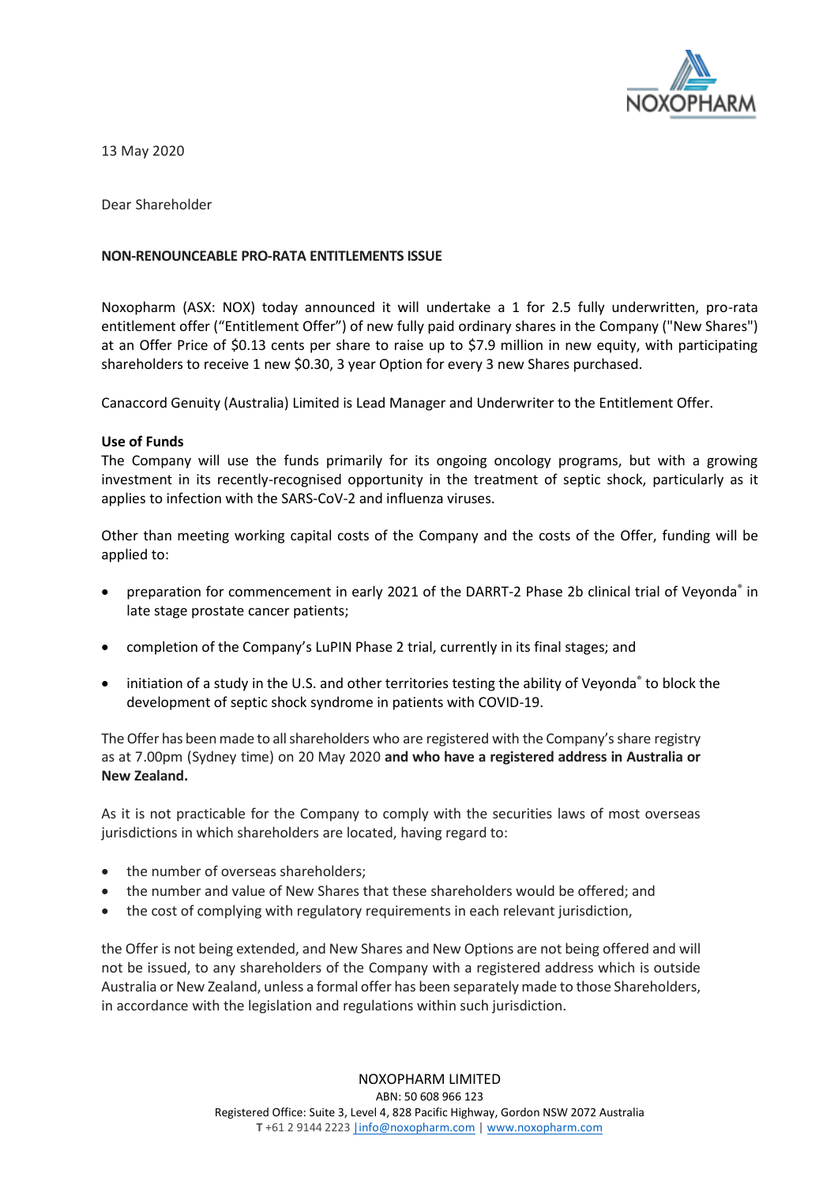13 May 2020

Dear Shareholder

**NON-RENOUNCEABLE PRO-RATA ENTITLEMENTS ISSUE**

Noxopharm (ASX: NOX) today announced it will undertake a 1 for 2.5 fully underwritten, pro-rata entitlement offer ("Entitlement Offer") of new fully paid ordinary shares in the Company ("New Shares") at an Offer Price of $0.13 cents per share to raise up to $7.9 million in new equity, with participating shareholders to receive 1 new $0.30, 3 year Option for every 3 new Shares purchased.

Canaccord Genuity (Australia) Limited is Lead Manager and Underwriter to the Entitlement Offer.

**Use of Funds**

The Company will use the funds primarily for its ongoing oncology programs, but with a growing investment in its recently-recognised opportunity in the treatment of septic shock, particularly as it applies to infection with the SARS-CoV-2 and influenza viruses.

Other than meeting working capital costs of the Company and the costs of the Offer, funding will be applied to:

- preparation for commencement in early 2021 of the DARRT-2 Phase 2b clinical trial of Veyonda® in late stage prostate cancer patients;
- completion of the Company's LuPIN Phase 2 trial, currently in its final stages; and
- initiation of a study in the U.S. and other territories testing the ability of Veyonda® to block the development of septic shock syndrome in patients with COVID-19.

The Offer has been made to all shareholders who are registered with the Company's share registry as at 7.00pm (Sydney time) on 20 May 2020 **and who have a registered address in Australia or New Zealand.**

As it is not practicable for the Company to comply with the securities laws of most overseas jurisdictions in which shareholders are located, having regard to:

- the number of overseas shareholders;
- the number and value of New Shares that these shareholders would be offered; and
- the cost of complying with regulatory requirements in each relevant jurisdiction,

the Offer is not being extended, and New Shares and New Options are not being offered and will not be issued, to any shareholders of the Company with a registered address which is outside Australia or New Zealand, unless a formal offer has been separately made to those Shareholders, in accordance with the legislation and regulations within such jurisdiction.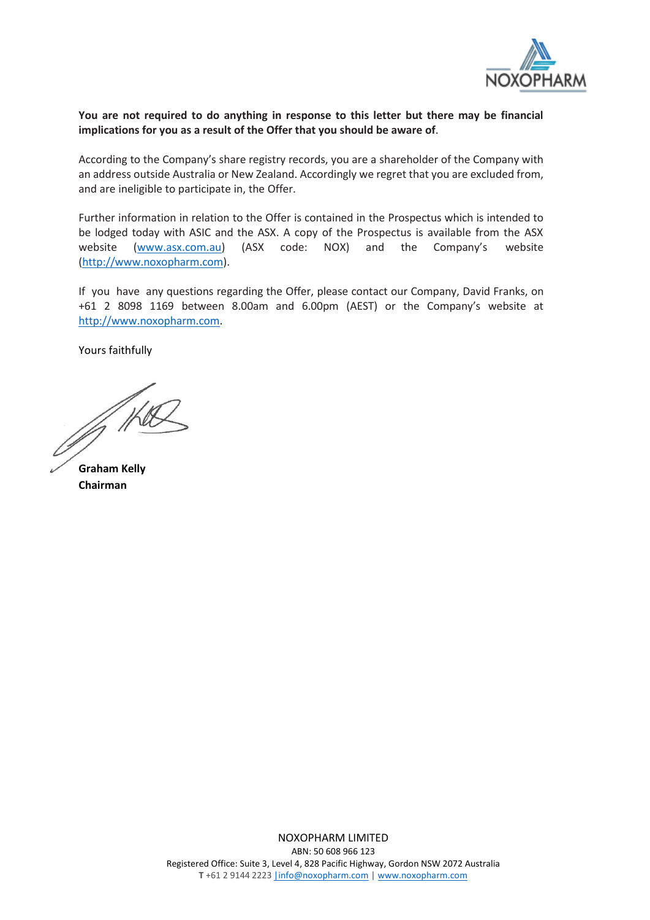**You are not required to do anything in response to this letter but there may be financial implications for you as a result of the Offer that you should be aware of**.

According to the Company's share registry records, you are a shareholder of the Company with an address outside Australia or New Zealand. Accordingly we regret that you are excluded from, and are ineligible to participate in, the Offer.

Further information in relation to the Offer is contained in the Prospectus which is intended to be lodged today with ASIC and the ASX. A copy of the Prospectus is available from the ASX website (www.asx.com.au) (ASX code: NOX) and the Company's website (http://www.noxopharm.com).

If you have any questions regarding the Offer, please contact our Company, David Franks, on +61 2 8098 1169 between 8.00am and 6.00pm (AEST) or the Company's website at http://www.noxopharm.com.

Yours faithfully

**Graham Kelly**
**Chairman**

NOXOPHARM LIMITED
ABN: 50 608 966 123
Registered Office: Suite 3, Level 4, 828 Pacific Highway, Gordon NSW 2072 Australia
**T** +61 2 9144 2223 | info@noxopharm.com | www.noxopharm.com